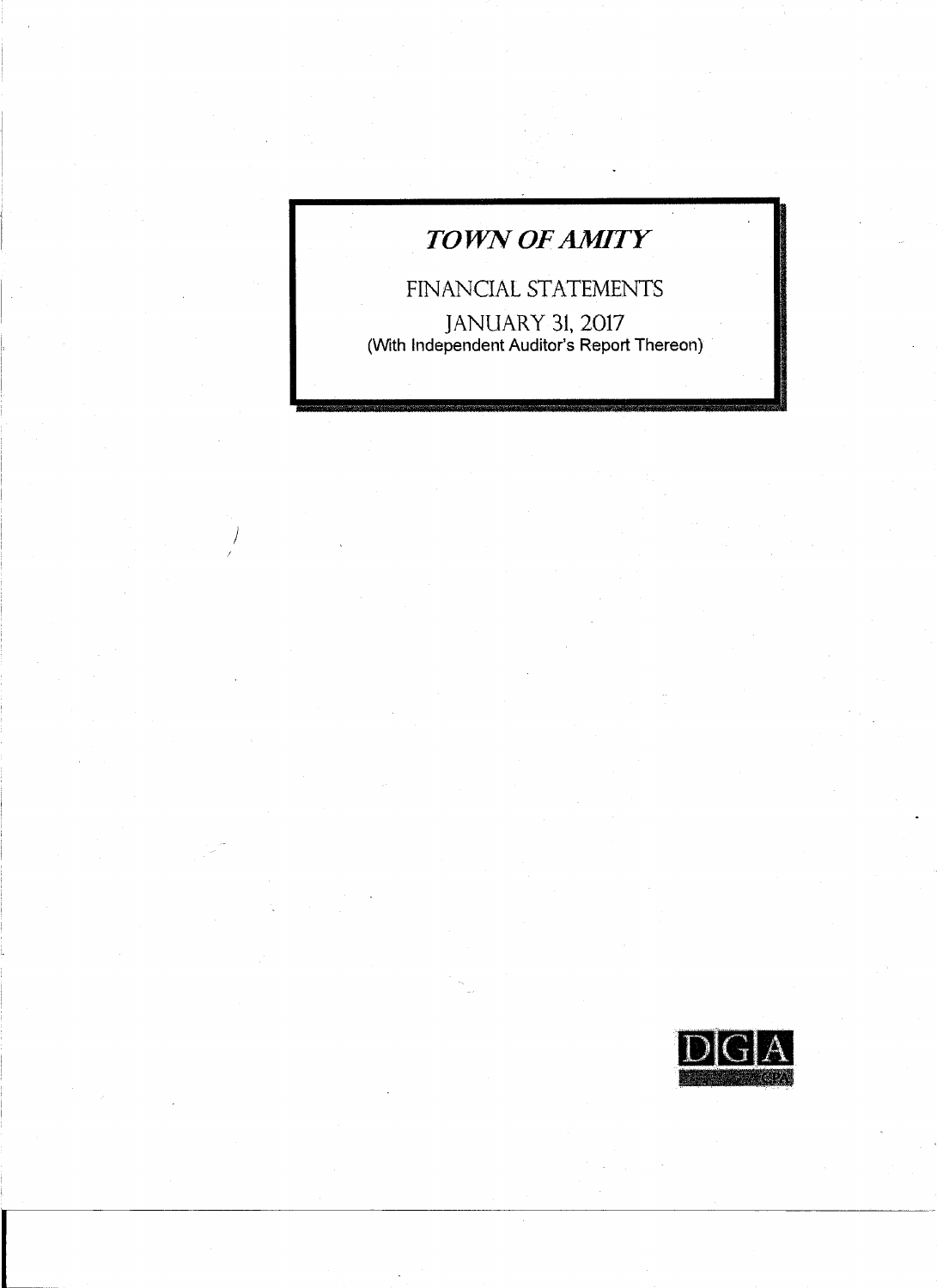# *TOWN OF AMITY*

FINANCIAL STATEMENTS

JANUARY 31, 2017

(With Independent Auditor's Report Thereon)

DGA

CPA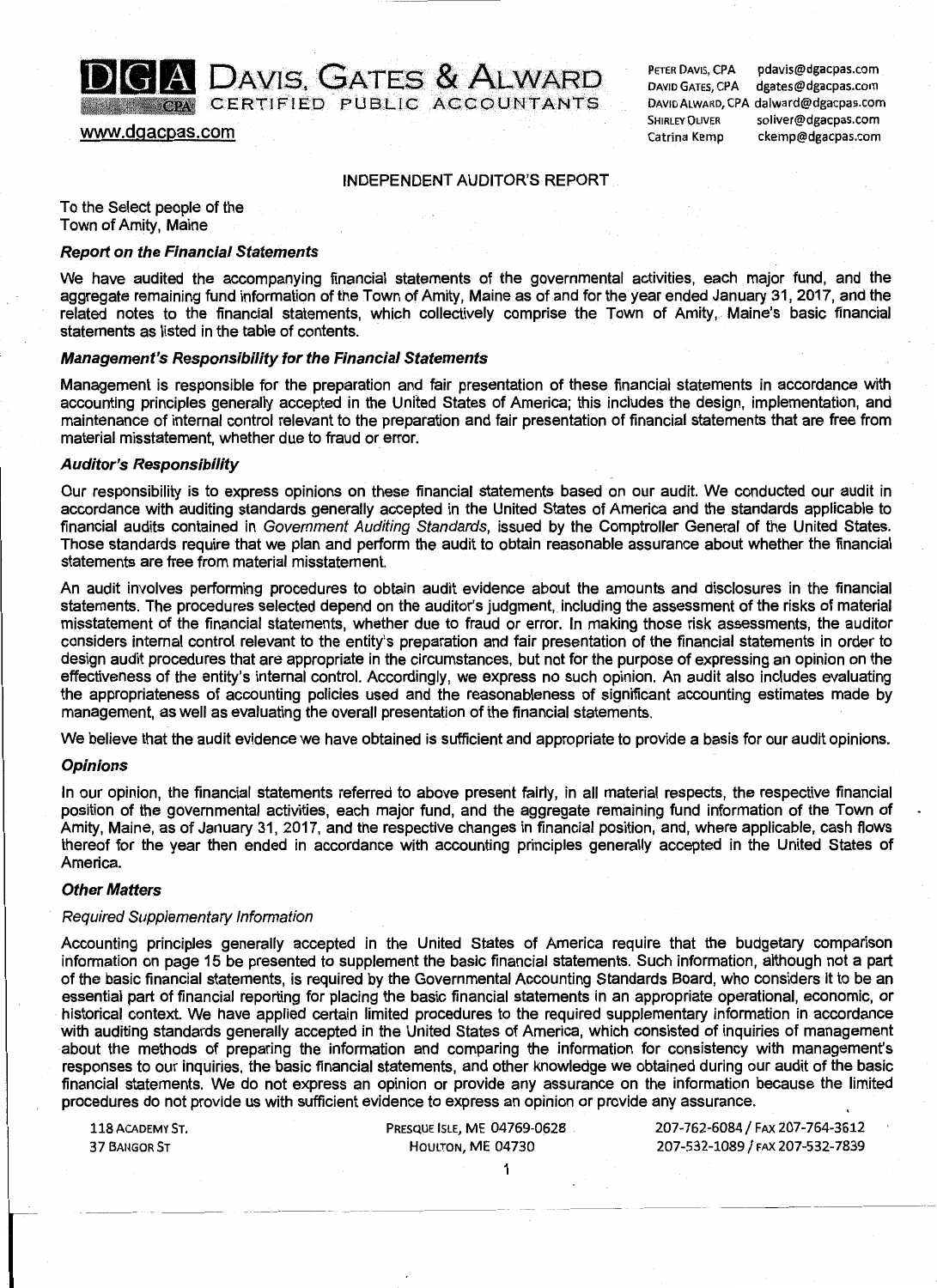DGA DAVIS, GATES & ALWARD
CPA CERTIFIED PUBLIC ACCOUNTANTS

www.dgacpas.com

PETER DAVIS, CPA pdavis@dgacpas.com
DAVID GATES, CPA dgates@dgacpas.com
DAVID ALWARD, CPA dalward@dgacpas.com
SHIRLEY OLIVER soliver@dgacpas.com
Catrina Kemp ckemp@dgacpas.com

## INDEPENDENT AUDITOR'S REPORT

To the Select people of the
Town of Amity, Maine

### *Report on the Financial Statements*

We have audited the accompanying financial statements of the governmental activities, each major fund, and the aggregate remaining fund information of the Town of Amity, Maine as of and for the year ended January 31, 2017, and the related notes to the financial statements, which collectively comprise the Town of Amity, Maine's basic financial statements as listed in the table of contents.

### *Management's Responsibility for the Financial Statements*

Management is responsible for the preparation and fair presentation of these financial statements in accordance with accounting principles generally accepted in the United States of America; this includes the design, implementation, and maintenance of internal control relevant to the preparation and fair presentation of financial statements that are free from material misstatement, whether due to fraud or error.

### *Auditor's Responsibility*

Our responsibility is to express opinions on these financial statements based on our audit. We conducted our audit in accordance with auditing standards generally accepted in the United States of America and the standards applicable to financial audits contained in *Government Auditing Standards*, issued by the Comptroller General of the United States. Those standards require that we plan and perform the audit to obtain reasonable assurance about whether the financial statements are free from material misstatement.

An audit involves performing procedures to obtain audit evidence about the amounts and disclosures in the financial statements. The procedures selected depend on the auditor's judgment, including the assessment of the risks of material misstatement of the financial statements, whether due to fraud or error. In making those risk assessments, the auditor considers internal control relevant to the entity's preparation and fair presentation of the financial statements in order to design audit procedures that are appropriate in the circumstances, but not for the purpose of expressing an opinion on the effectiveness of the entity's internal control. Accordingly, we express no such opinion. An audit also includes evaluating the appropriateness of accounting policies used and the reasonableness of significant accounting estimates made by management, as well as evaluating the overall presentation of the financial statements.

We believe that the audit evidence we have obtained is sufficient and appropriate to provide a basis for our audit opinions.

### *Opinions*

In our opinion, the financial statements referred to above present fairly, in all material respects, the respective financial position of the governmental activities, each major fund, and the aggregate remaining fund information of the Town of Amity, Maine, as of January 31, 2017, and the respective changes in financial position, and, where applicable, cash flows thereof for the year then ended in accordance with accounting principles generally accepted in the United States of America.

### *Other Matters*

*Required Supplementary Information*

Accounting principles generally accepted in the United States of America require that the budgetary comparison information on page 15 be presented to supplement the basic financial statements. Such information, although not a part of the basic financial statements, is required by the Governmental Accounting Standards Board, who considers it to be an essential part of financial reporting for placing the basic financial statements in an appropriate operational, economic, or historical context. We have applied certain limited procedures to the required supplementary information in accordance with auditing standards generally accepted in the United States of America, which consisted of inquiries of management about the methods of preparing the information and comparing the information for consistency with management's responses to our inquiries, the basic financial statements, and other knowledge we obtained during our audit of the basic financial statements. We do not express an opinion or provide any assurance on the information because the limited procedures do not provide us with sufficient evidence to express an opinion or provide any assurance.

118 ACADEMY ST. | PRESQUE ISLE, ME 04769-0628 | 207-762-6084 / FAX 207-764-3612
37 BANGOR ST | HOULTON, ME 04730 | 207-532-1089 / FAX 207-532-7839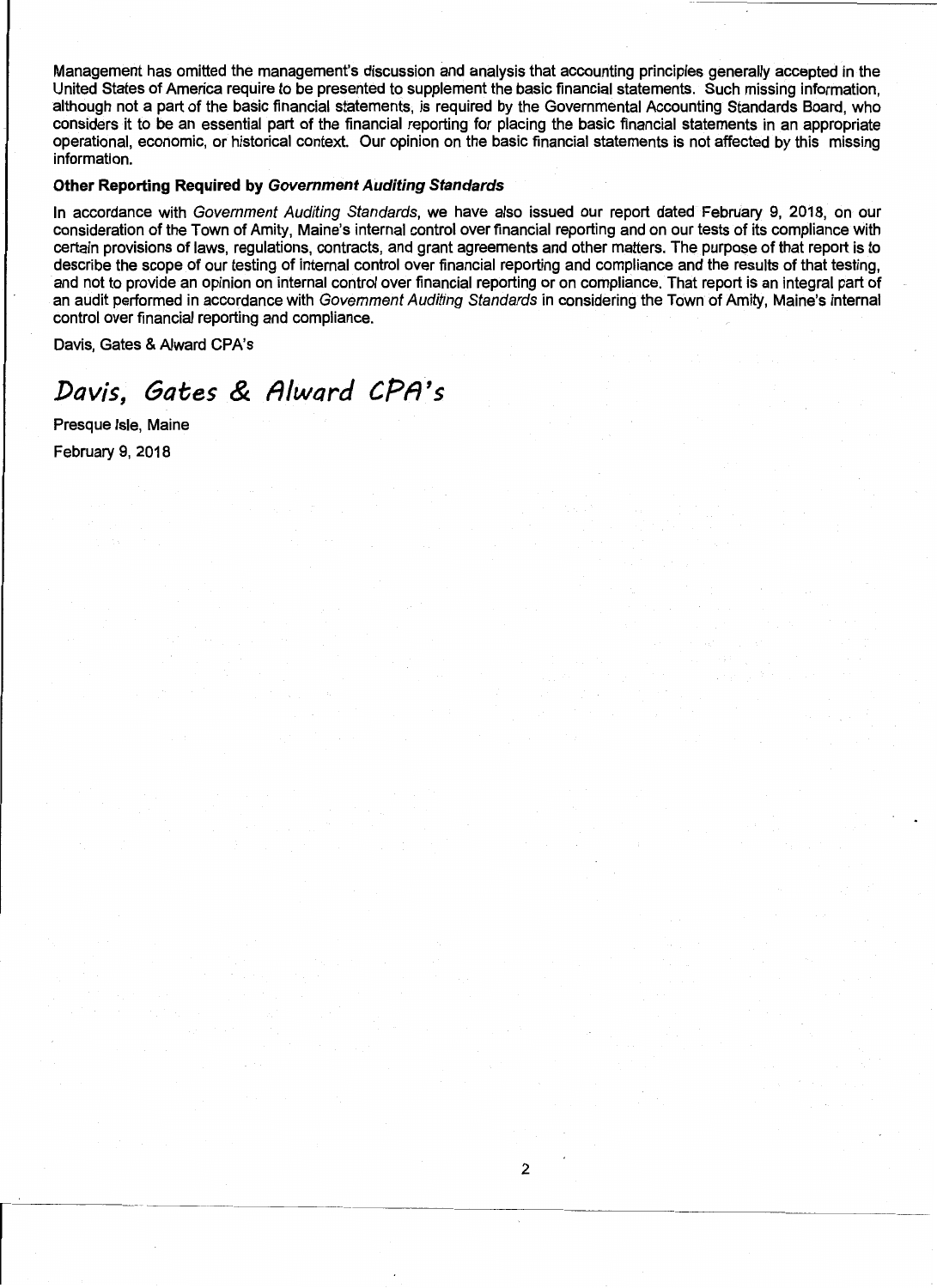Management has omitted the management's discussion and analysis that accounting principles generally accepted in the United States of America require to be presented to supplement the basic financial statements. Such missing information, although not a part of the basic financial statements, is required by the Governmental Accounting Standards Board, who considers it to be an essential part of the financial reporting for placing the basic financial statements in an appropriate operational, economic, or historical context. Our opinion on the basic financial statements is not affected by this missing information.

**Other Reporting Required by *Government Auditing Standards***

In accordance with *Government Auditing Standards*, we have also issued our report dated February 9, 2018, on our consideration of the Town of Amity, Maine's internal control over financial reporting and on our tests of its compliance with certain provisions of laws, regulations, contracts, and grant agreements and other matters. The purpose of that report is to describe the scope of our testing of internal control over financial reporting and compliance and the results of that testing, and not to provide an opinion on internal control over financial reporting or on compliance. That report is an integral part of an audit performed in accordance with *Government Auditing Standards* in considering the Town of Amity, Maine's internal control over financial reporting and compliance.

Davis, Gates & Alward CPA's

*Davis, Gates & Alward CPA's*

Presque Isle, Maine

February 9, 2018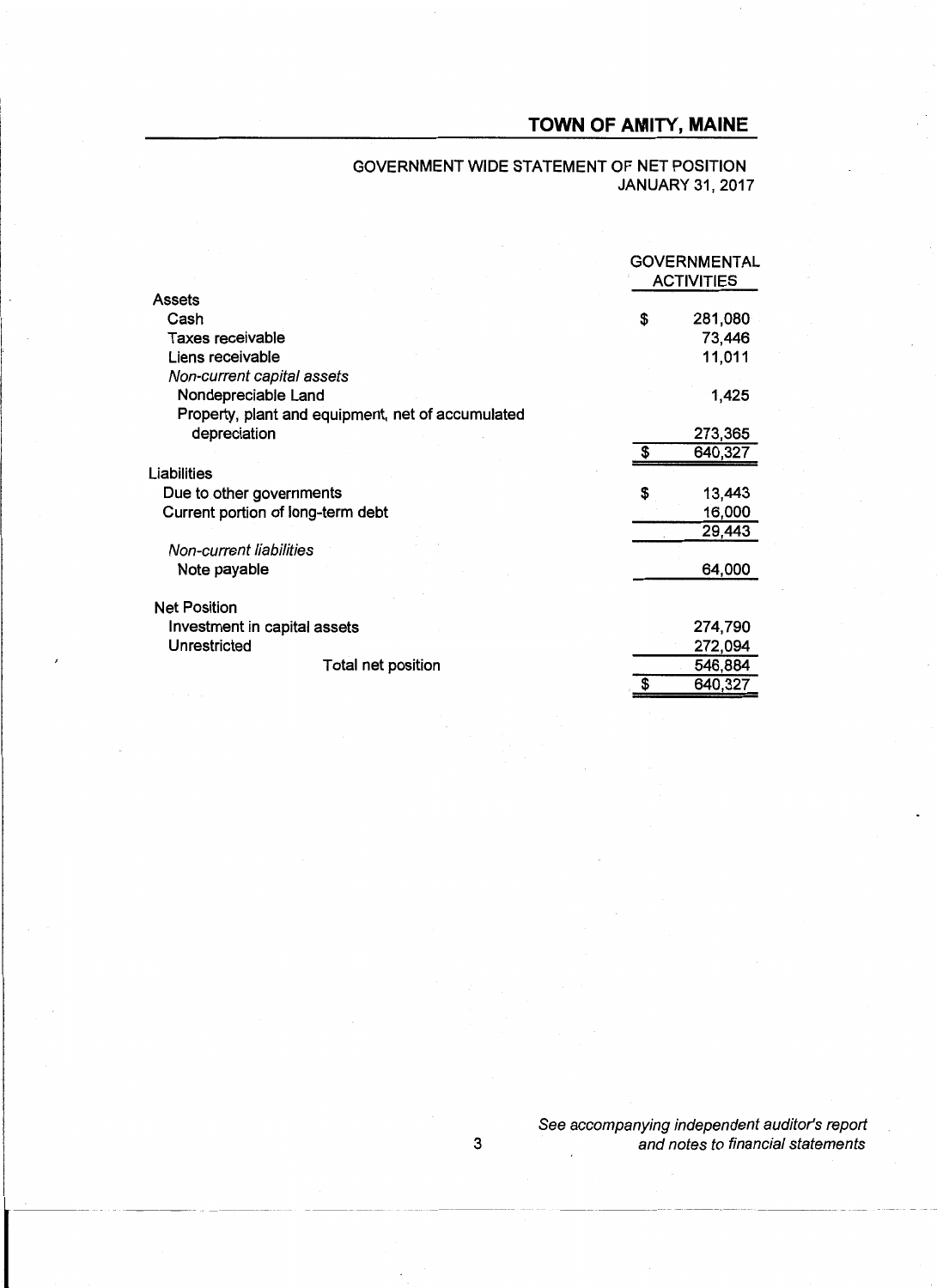# TOWN OF AMITY, MAINE

## GOVERNMENT WIDE STATEMENT OF NET POSITION
## JANUARY 31, 2017

| | GOVERNMENTAL ACTIVITIES |
|---|---|
| **Assets** | |
| Cash | $ 281,080 |
| Taxes receivable | 73,446 |
| Liens receivable | 11,011 |
| *Non-current capital assets* | |
| Nondepreciable Land | 1,425 |
| Property, plant and equipment, net of accumulated depreciation | 273,365 |
| | $ 640,327 |
| **Liabilities** | |
| Due to other governments | $ 13,443 |
| Current portion of long-term debt | 16,000 |
| | 29,443 |
| *Non-current liabilities* | |
| Note payable | 64,000 |
| **Net Position** | |
| Investment in capital assets | 274,790 |
| Unrestricted | 272,094 |
| Total net position | 546,884 |
| | $ 640,327 |

*See accompanying independent auditor's report and notes to financial statements*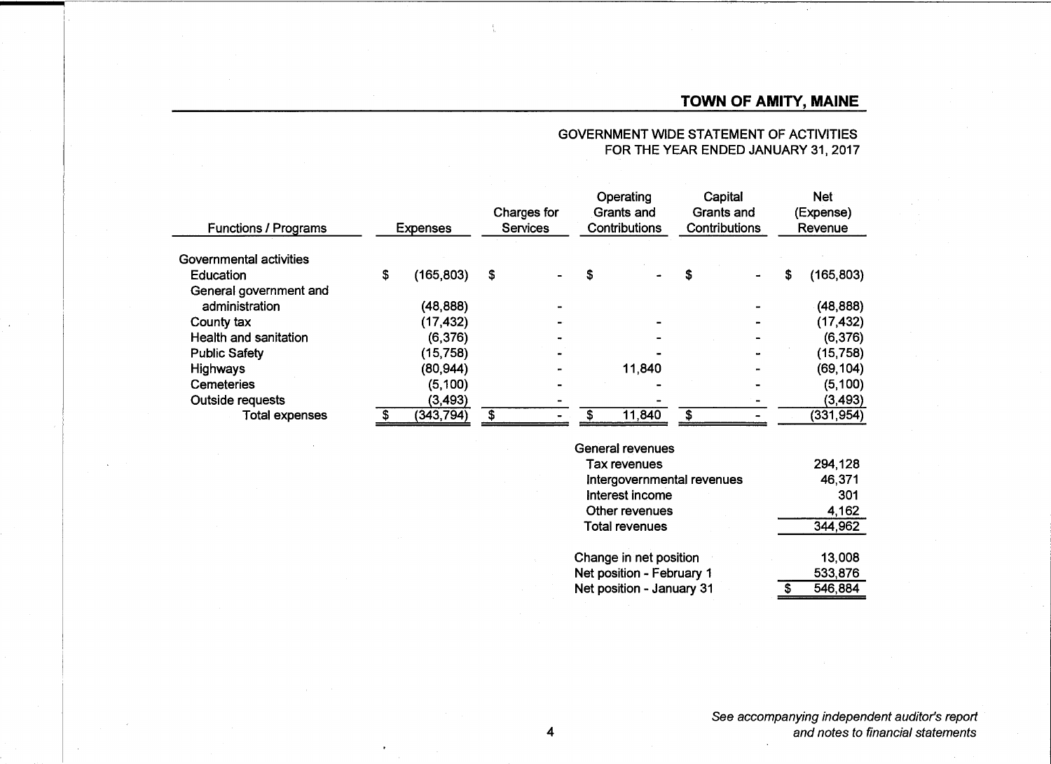# TOWN OF AMITY, MAINE

## GOVERNMENT WIDE STATEMENT OF ACTIVITIES
## FOR THE YEAR ENDED JANUARY 31, 2017

| Functions / Programs | Expenses | Charges for Services | Operating Grants and Contributions | Capital Grants and Contributions | Net (Expense) Revenue |
|---|---|---|---|---|---|
| Governmental activities | | | | | |
| Education | $ (165,803) | $ - | $ - | $ - | $ (165,803) |
| General government and administration | (48,888) | - | | - | (48,888) |
| County tax | (17,432) | - | - | - | (17,432) |
| Health and sanitation | (6,376) | - | - | - | (6,376) |
| Public Safety | (15,758) | - | - | - | (15,758) |
| Highways | (80,944) | - | 11,840 | - | (69,104) |
| Cemeteries | (5,100) | - | - | - | (5,100) |
| Outside requests | (3,493) | - | - | - | (3,493) |
| Total expenses | $ (343,794) | $ - | $ 11,840 | $ - | (331,954) |
| | | | General revenues | | |
| | | | Tax revenues | | 294,128 |
| | | | Intergovernmental revenues | | 46,371 |
| | | | Interest income | | 301 |
| | | | Other revenues | | 4,162 |
| | | | Total revenues | | 344,962 |
| | | | Change in net position | | 13,008 |
| | | | Net position - February 1 | | 533,876 |
| | | | Net position - January 31 | | $ 546,884 |

*See accompanying independent auditor's report and notes to financial statements*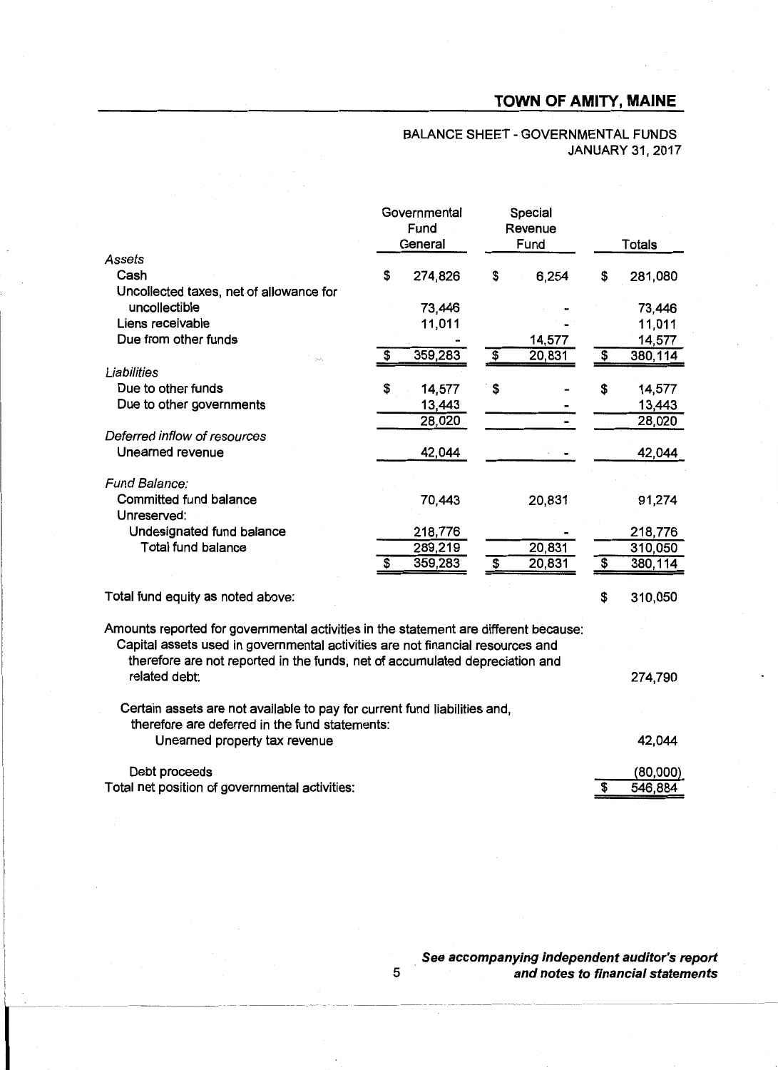# TOWN OF AMITY, MAINE

BALANCE SHEET - GOVERNMENTAL FUNDS
JANUARY 31, 2017

| | Governmental Fund General | Special Revenue Fund | Totals |
|---|---|---|---|
| *Assets* | | | |
| Cash | $ 274,826 | $ 6,254 | $ 281,080 |
| Uncollected taxes, net of allowance for uncollectible | 73,446 | - | 73,446 |
| Liens receivable | 11,011 | - | 11,011 |
| Due from other funds | - | 14,577 | 14,577 |
| | $ 359,283 | $ 20,831 | $ 380,114 |
| *Liabilities* | | | |
| Due to other funds | $ 14,577 | $ - | $ 14,577 |
| Due to other governments | 13,443 | - | 13,443 |
| | 28,020 | - | 28,020 |
| *Deferred inflow of resources* | | | |
| Unearned revenue | 42,044 | - | 42,044 |
| *Fund Balance:* | | | |
| Committed fund balance | 70,443 | 20,831 | 91,274 |
| Unreserved: | | | |
| Undesignated fund balance | 218,776 | - | 218,776 |
| Total fund balance | 289,219 | 20,831 | 310,050 |
| | $ 359,283 | $ 20,831 | $ 380,114 |

| | |
|---|---|
| Total fund equity as noted above: | $ 310,050 |
| Amounts reported for governmental activities in the statement are different because: Capital assets used in governmental activities are not financial resources and therefore are not reported in the funds, net of accumulated depreciation and related debt: | 274,790 |
| Certain assets are not available to pay for current fund liabilities and, therefore are deferred in the fund statements: Unearned property tax revenue | 42,044 |
| Debt proceeds | (80,000) |
| Total net position of governmental activities: | $ 546,884 |

***See accompanying independent auditor's report and notes to financial statements***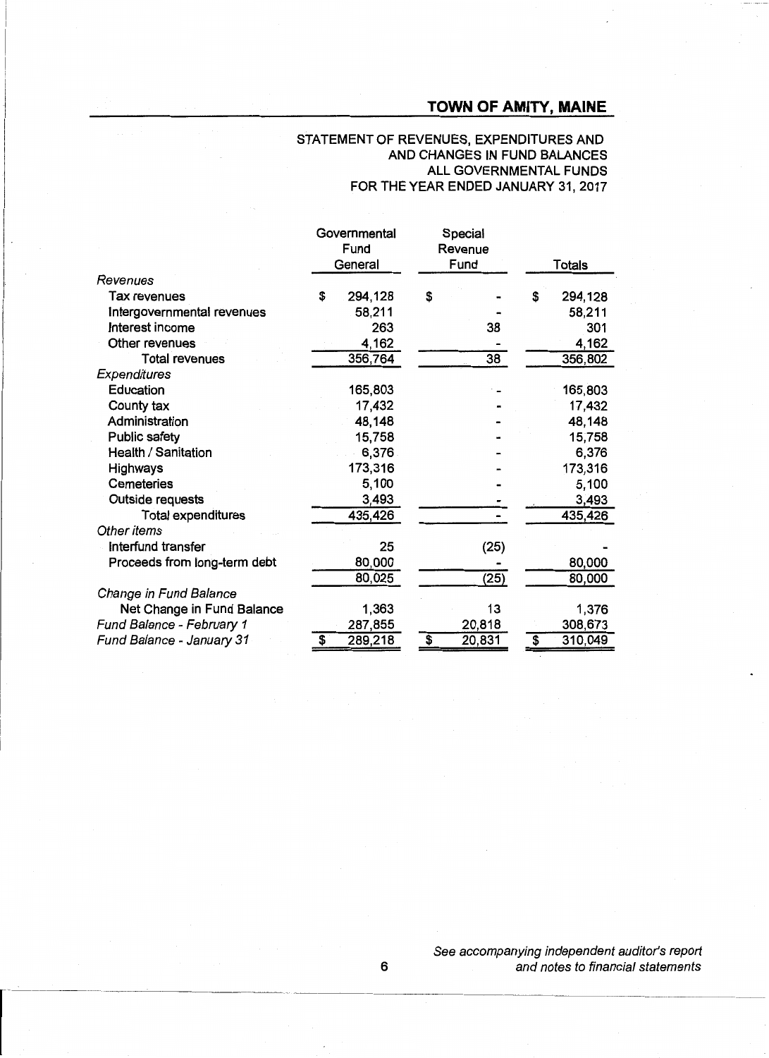# TOWN OF AMITY, MAINE

## STATEMENT OF REVENUES, EXPENDITURES AND AND CHANGES IN FUND BALANCES ALL GOVERNMENTAL FUNDS FOR THE YEAR ENDED JANUARY 31, 2017

| | Governmental Fund General | Special Revenue Fund | Totals |
|---|---|---|---|
| *Revenues* | | | |
| Tax revenues | $ 294,128 | $ - | $ 294,128 |
| Intergovernmental revenues | 58,211 | - | 58,211 |
| Interest income | 263 | 38 | 301 |
| Other revenues | 4,162 | - | 4,162 |
| Total revenues | 356,764 | 38 | 356,802 |
| *Expenditures* | | | |
| Education | 165,803 | - | 165,803 |
| County tax | 17,432 | - | 17,432 |
| Administration | 48,148 | - | 48,148 |
| Public safety | 15,758 | - | 15,758 |
| Health / Sanitation | 6,376 | - | 6,376 |
| Highways | 173,316 | - | 173,316 |
| Cemeteries | 5,100 | - | 5,100 |
| Outside requests | 3,493 | - | 3,493 |
| Total expenditures | 435,426 | - | 435,426 |
| *Other items* | | | |
| Interfund transfer | 25 | (25) | - |
| Proceeds from long-term debt | 80,000 | - | 80,000 |
| | 80,025 | (25) | 80,000 |
| *Change in Fund Balance* | | | |
| Net Change in Fund Balance | 1,363 | 13 | 1,376 |
| *Fund Balance - February 1* | 287,855 | 20,818 | 308,673 |
| *Fund Balance - January 31* | $ 289,218 | $ 20,831 | $ 310,049 |

*See accompanying independent auditor's report and notes to financial statements*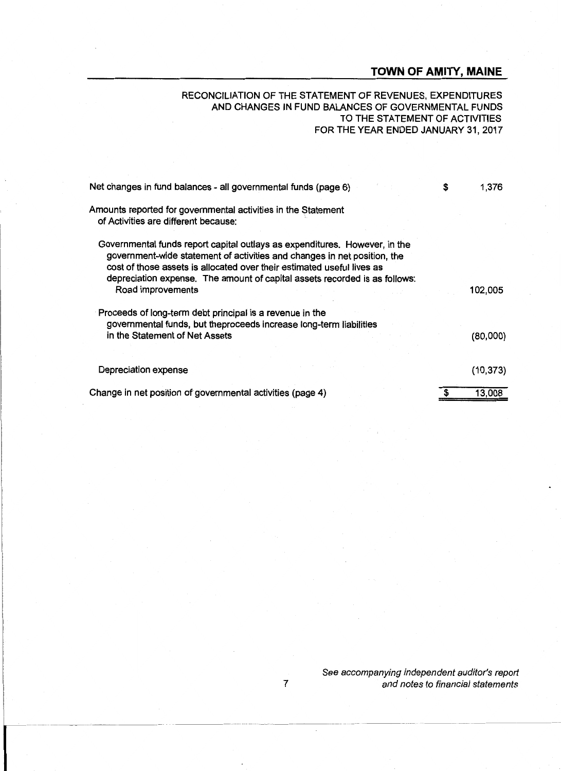# TOWN OF AMITY, MAINE

## RECONCILIATION OF THE STATEMENT OF REVENUES, EXPENDITURES AND CHANGES IN FUND BALANCES OF GOVERNMENTAL FUNDS TO THE STATEMENT OF ACTIVITIES FOR THE YEAR ENDED JANUARY 31, 2017

| | |
|---|---|
| Net changes in fund balances - all governmental funds (page 6) | $ 1,376 |
| Amounts reported for governmental activities in the Statement of Activities are different because: | |
| Governmental funds report capital outlays as expenditures. However, in the government-wide statement of activities and changes in net position, the cost of those assets is allocated over their estimated useful lives as depreciation expense. The amount of capital assets recorded is as follows: | |
| Road improvements | 102,005 |
| Proceeds of long-term debt principal is a revenue in the governmental funds, but theproceeds increase long-term liabilities in the Statement of Net Assets | (80,000) |
| Depreciation expense | (10,373) |
| Change in net position of governmental activities (page 4) | $ 13,008 |

*See accompanying independent auditor's report and notes to financial statements*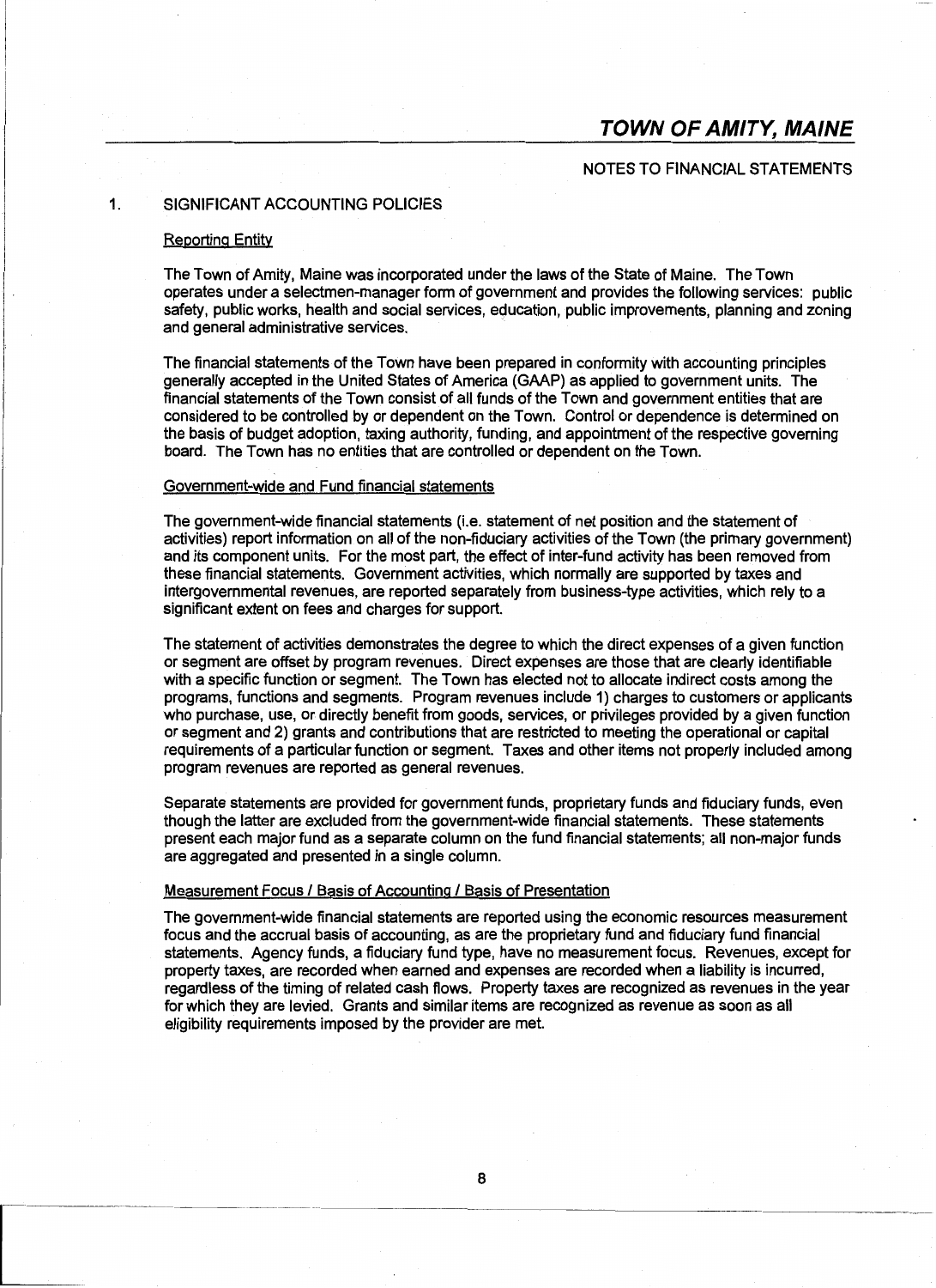## NOTES TO FINANCIAL STATEMENTS

### 1. SIGNIFICANT ACCOUNTING POLICIES

#### Reporting Entity

The Town of Amity, Maine was incorporated under the laws of the State of Maine. The Town operates under a selectmen-manager form of government and provides the following services: public safety, public works, health and social services, education, public improvements, planning and zoning and general administrative services.

The financial statements of the Town have been prepared in conformity with accounting principles generally accepted in the United States of America (GAAP) as applied to government units. The financial statements of the Town consist of all funds of the Town and government entities that are considered to be controlled by or dependent on the Town. Control or dependence is determined on the basis of budget adoption, taxing authority, funding, and appointment of the respective governing board. The Town has no entities that are controlled or dependent on the Town.

#### Government-wide and Fund financial statements

The government-wide financial statements (i.e. statement of net position and the statement of activities) report information on all of the non-fiduciary activities of the Town (the primary government) and its component units. For the most part, the effect of inter-fund activity has been removed from these financial statements. Government activities, which normally are supported by taxes and intergovernmental revenues, are reported separately from business-type activities, which rely to a significant extent on fees and charges for support.

The statement of activities demonstrates the degree to which the direct expenses of a given function or segment are offset by program revenues. Direct expenses are those that are clearly identifiable with a specific function or segment. The Town has elected not to allocate indirect costs among the programs, functions and segments. Program revenues include 1) charges to customers or applicants who purchase, use, or directly benefit from goods, services, or privileges provided by a given function or segment and 2) grants and contributions that are restricted to meeting the operational or capital requirements of a particular function or segment. Taxes and other items not properly included among program revenues are reported as general revenues.

Separate statements are provided for government funds, proprietary funds and fiduciary funds, even though the latter are excluded from the government-wide financial statements. These statements present each major fund as a separate column on the fund financial statements; all non-major funds are aggregated and presented in a single column.

#### Measurement Focus / Basis of Accounting / Basis of Presentation

The government-wide financial statements are reported using the economic resources measurement focus and the accrual basis of accounting, as are the proprietary fund and fiduciary fund financial statements. Agency funds, a fiduciary fund type, have no measurement focus. Revenues, except for property taxes, are recorded when earned and expenses are recorded when a liability is incurred, regardless of the timing of related cash flows. Property taxes are recognized as revenues in the year for which they are levied. Grants and similar items are recognized as revenue as soon as all eligibility requirements imposed by the provider are met.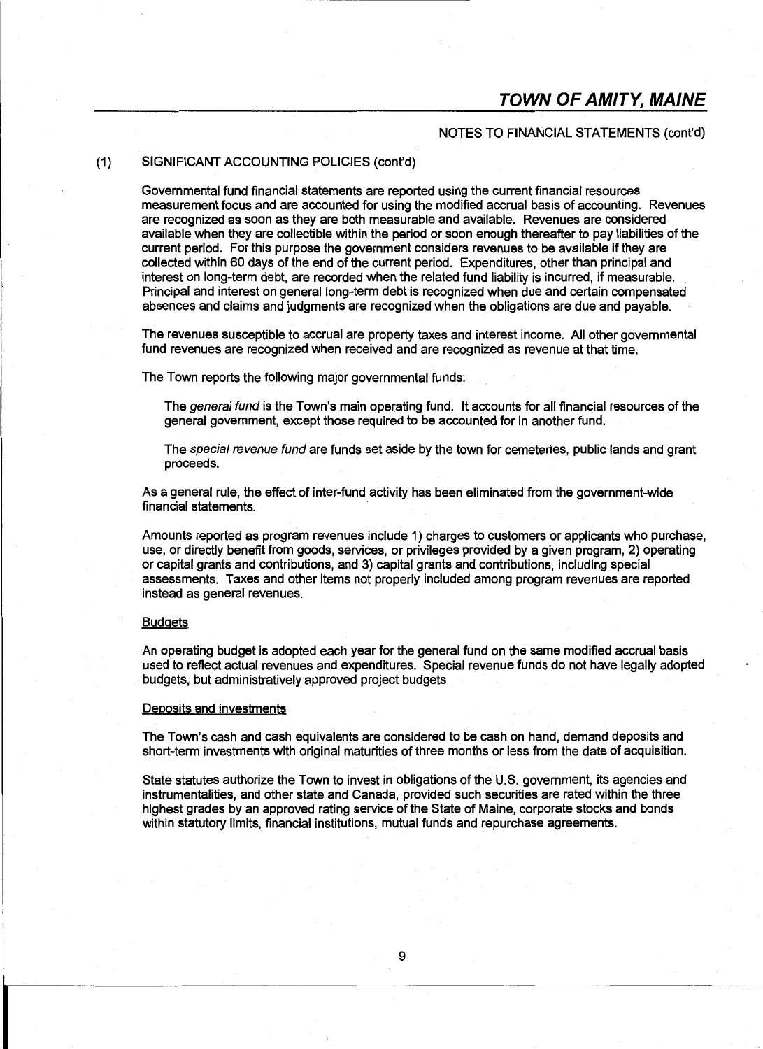## (1) SIGNIFICANT ACCOUNTING POLICIES (cont'd)

Governmental fund financial statements are reported using the current financial resources measurement focus and are accounted for using the modified accrual basis of accounting. Revenues are recognized as soon as they are both measurable and available. Revenues are considered available when they are collectible within the period or soon enough thereafter to pay liabilities of the current period. For this purpose the government considers revenues to be available if they are collected within 60 days of the end of the current period. Expenditures, other than principal and interest on long-term debt, are recorded when the related fund liability is incurred, if measurable. Principal and interest on general long-term debt is recognized when due and certain compensated absences and claims and judgments are recognized when the obligations are due and payable.

The revenues susceptible to accrual are property taxes and interest income. All other governmental fund revenues are recognized when received and are recognized as revenue at that time.

The Town reports the following major governmental funds:

The *general fund* is the Town's main operating fund. It accounts for all financial resources of the general government, except those required to be accounted for in another fund.

The *special revenue fund* are funds set aside by the town for cemeteries, public lands and grant proceeds.

As a general rule, the effect of inter-fund activity has been eliminated from the government-wide financial statements.

Amounts reported as program revenues include 1) charges to customers or applicants who purchase, use, or directly benefit from goods, services, or privileges provided by a given program, 2) operating or capital grants and contributions, and 3) capital grants and contributions, including special assessments. Taxes and other items not properly included among program revenues are reported instead as general revenues.

### Budgets

An operating budget is adopted each year for the general fund on the same modified accrual basis used to reflect actual revenues and expenditures. Special revenue funds do not have legally adopted budgets, but administratively approved project budgets

### Deposits and investments

The Town's cash and cash equivalents are considered to be cash on hand, demand deposits and short-term investments with original maturities of three months or less from the date of acquisition.

State statutes authorize the Town to invest in obligations of the U.S. government, its agencies and instrumentalities, and other state and Canada, provided such securities are rated within the three highest grades by an approved rating service of the State of Maine, corporate stocks and bonds within statutory limits, financial institutions, mutual funds and repurchase agreements.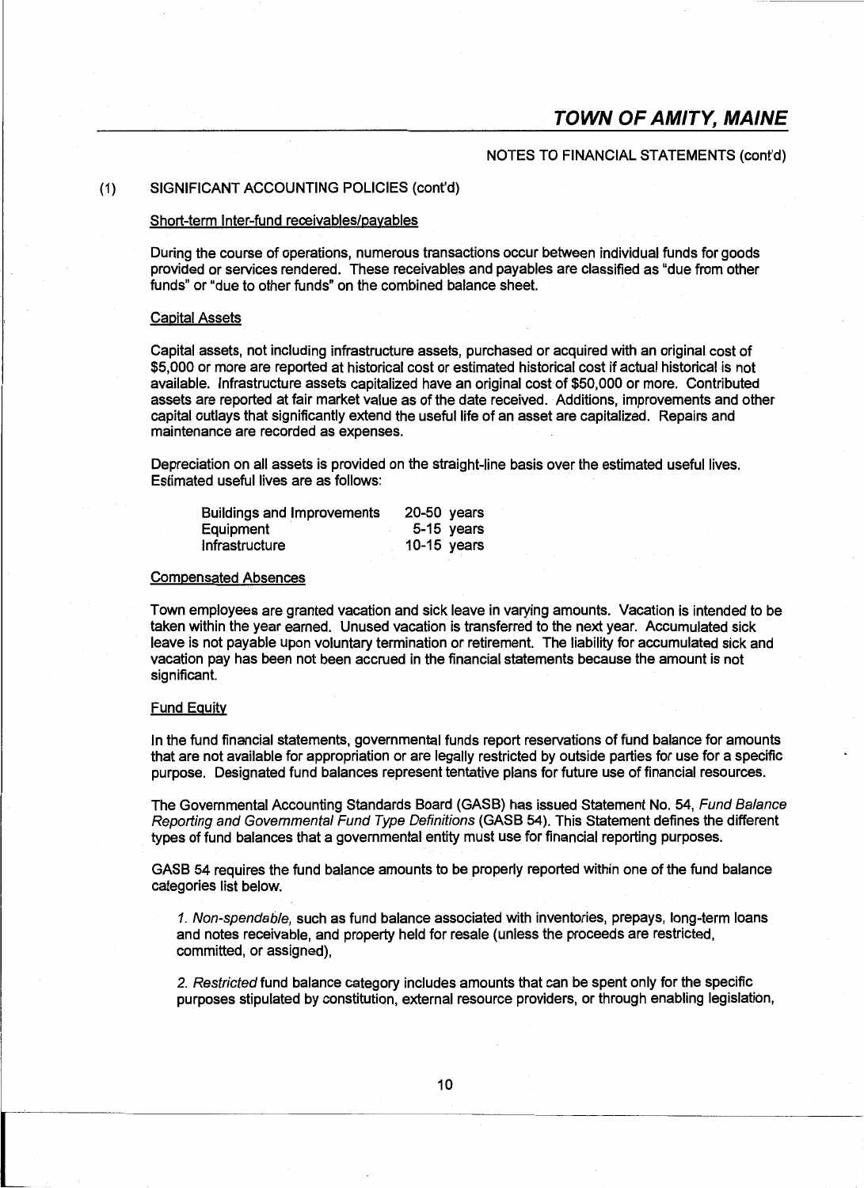NOTES TO FINANCIAL STATEMENTS (cont'd)

(1) SIGNIFICANT ACCOUNTING POLICIES (cont'd)

Short-term Inter-fund receivables/payables

During the course of operations, numerous transactions occur between individual funds for goods provided or services rendered. These receivables and payables are classified as "due from other funds" or "due to other funds" on the combined balance sheet.

Capital Assets

Capital assets, not including infrastructure assets, purchased or acquired with an original cost of $5,000 or more are reported at historical cost or estimated historical cost if actual historical is not available. Infrastructure assets capitalized have an original cost of $50,000 or more. Contributed assets are reported at fair market value as of the date received. Additions, improvements and other capital outlays that significantly extend the useful life of an asset are capitalized. Repairs and maintenance are recorded as expenses.

Depreciation on all assets is provided on the straight-line basis over the estimated useful lives. Estimated useful lives are as follows:

| | |
|---|---|
| Buildings and Improvements | 20-50 years |
| Equipment | 5-15 years |
| Infrastructure | 10-15 years |

Compensated Absences

Town employees are granted vacation and sick leave in varying amounts. Vacation is intended to be taken within the year earned. Unused vacation is transferred to the next year. Accumulated sick leave is not payable upon voluntary termination or retirement. The liability for accumulated sick and vacation pay has been not been accrued in the financial statements because the amount is not significant.

Fund Equity

In the fund financial statements, governmental funds report reservations of fund balance for amounts that are not available for appropriation or are legally restricted by outside parties for use for a specific purpose. Designated fund balances represent tentative plans for future use of financial resources.

The Governmental Accounting Standards Board (GASB) has issued Statement No. 54, *Fund Balance Reporting and Governmental Fund Type Definitions* (GASB 54). This Statement defines the different types of fund balances that a governmental entity must use for financial reporting purposes.

GASB 54 requires the fund balance amounts to be properly reported within one of the fund balance categories list below.

1. *Non-spendable,* such as fund balance associated with inventories, prepays, long-term loans and notes receivable, and property held for resale (unless the proceeds are restricted, committed, or assigned),

2. *Restricted* fund balance category includes amounts that can be spent only for the specific purposes stipulated by constitution, external resource providers, or through enabling legislation,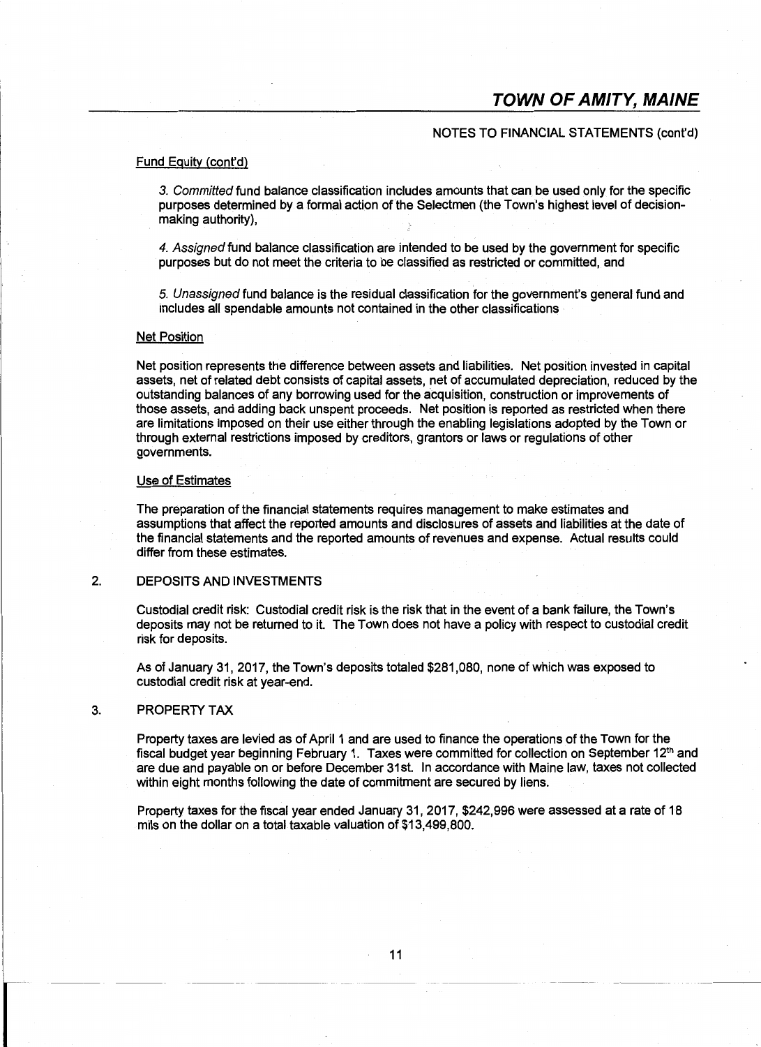NOTES TO FINANCIAL STATEMENTS (cont'd)

Fund Equity (cont'd)

3. *Committed* fund balance classification includes amounts that can be used only for the specific purposes determined by a formal action of the Selectmen (the Town's highest level of decision-making authority),

4. *Assigned* fund balance classification are intended to be used by the government for specific purposes but do not meet the criteria to be classified as restricted or committed, and

5. *Unassigned* fund balance is the residual classification for the government's general fund and includes all spendable amounts not contained in the other classifications

Net Position

Net position represents the difference between assets and liabilities. Net position invested in capital assets, net of related debt consists of capital assets, net of accumulated depreciation, reduced by the outstanding balances of any borrowing used for the acquisition, construction or improvements of those assets, and adding back unspent proceeds. Net position is reported as restricted when there are limitations imposed on their use either through the enabling legislations adopted by the Town or through external restrictions imposed by creditors, grantors or laws or regulations of other governments.

Use of Estimates

The preparation of the financial statements requires management to make estimates and assumptions that affect the reported amounts and disclosures of assets and liabilities at the date of the financial statements and the reported amounts of revenues and expense. Actual results could differ from these estimates.

## 2. DEPOSITS AND INVESTMENTS

Custodial credit risk: Custodial credit risk is the risk that in the event of a bank failure, the Town's deposits may not be returned to it. The Town does not have a policy with respect to custodial credit risk for deposits.

As of January 31, 2017, the Town's deposits totaled $281,080, none of which was exposed to custodial credit risk at year-end.

## 3. PROPERTY TAX

Property taxes are levied as of April 1 and are used to finance the operations of the Town for the fiscal budget year beginning February 1. Taxes were committed for collection on September 12th and are due and payable on or before December 31st. In accordance with Maine law, taxes not collected within eight months following the date of commitment are secured by liens.

Property taxes for the fiscal year ended January 31, 2017, $242,996 were assessed at a rate of 18 mils on the dollar on a total taxable valuation of $13,499,800.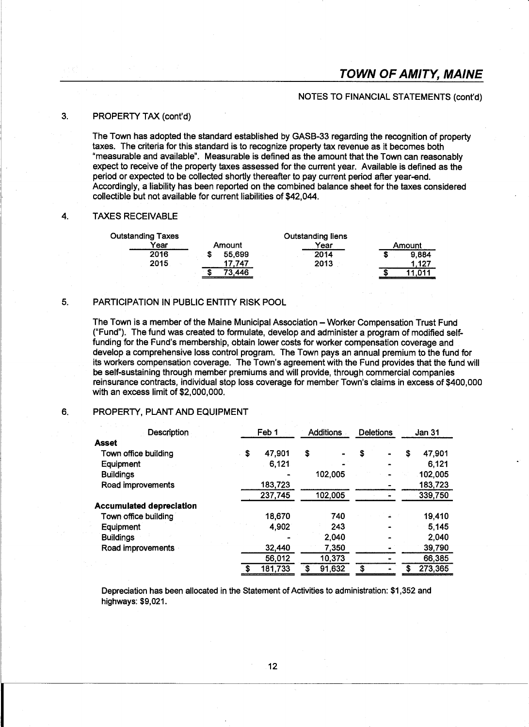# TOWN OF AMITY, MAINE

NOTES TO FINANCIAL STATEMENTS (cont'd)

3. PROPERTY TAX (cont'd)

The Town has adopted the standard established by GASB-33 regarding the recognition of property taxes. The criteria for this standard is to recognize property tax revenue as it becomes both "measurable and available". Measurable is defined as the amount that the Town can reasonably expect to receive of the property taxes assessed for the current year. Available is defined as the period or expected to be collected shortly thereafter to pay current period after year-end. Accordingly, a liability has been reported on the combined balance sheet for the taxes considered collectible but not available for current liabilities of $42,044.

4. TAXES RECEIVABLE

| Outstanding Taxes Year | Amount | Outstanding liens Year | Amount |
|---|---|---|---|
| 2016 | $ 55,699 | 2014 | $ 9,884 |
| 2015 | 17,747 | 2013 | 1,127 |
| | $ 73,446 | | $ 11,011 |

5. PARTICIPATION IN PUBLIC ENTITY RISK POOL

The Town is a member of the Maine Municipal Association – Worker Compensation Trust Fund ("Fund"). The fund was created to formulate, develop and administer a program of modified self-funding for the Fund's membership, obtain lower costs for worker compensation coverage and develop a comprehensive loss control program. The Town pays an annual premium to the fund for its workers compensation coverage. The Town's agreement with the Fund provides that the fund will be self-sustaining through member premiums and will provide, through commercial companies reinsurance contracts, individual stop loss coverage for member Town's claims in excess of $400,000 with an excess limit of $2,000,000.

6. PROPERTY, PLANT AND EQUIPMENT

| Description | Feb 1 | Additions | Deletions | Jan 31 |
|---|---|---|---|---|
| **Asset** | | | | |
| Town office building | $ 47,901 | $ - | $ - | $ 47,901 |
| Equipment | 6,121 | - | - | 6,121 |
| Buildings | - | 102,005 | - | 102,005 |
| Road improvements | 183,723 | | - | 183,723 |
| | 237,745 | 102,005 | - | 339,750 |
| **Accumulated depreciation** | | | | |
| Town office building | 18,670 | 740 | - | 19,410 |
| Equipment | 4,902 | 243 | - | 5,145 |
| Buildings | - | 2,040 | - | 2,040 |
| Road improvements | 32,440 | 7,350 | - | 39,790 |
| | 56,012 | 10,373 | - | 66,385 |
| | $ 181,733 | $ 91,632 | $ - | $ 273,365 |

Depreciation has been allocated in the Statement of Activities to administration: $1,352 and highways: $9,021.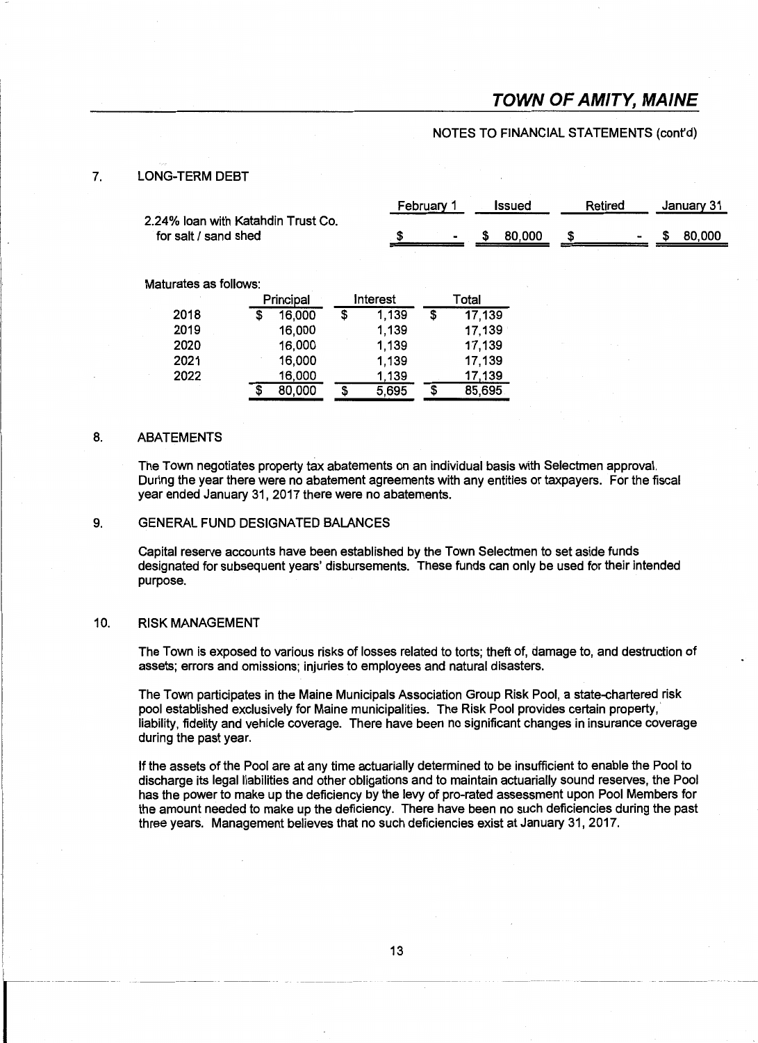## NOTES TO FINANCIAL STATEMENTS (cont'd)

### 7. LONG-TERM DEBT

| | February 1 | Issued | Retired | January 31 |
|---|---|---|---|---|
| 2.24% loan with Katahdin Trust Co. for salt / sand shed | $ - | $ 80,000 | $ - | $ 80,000 |

Maturates as follows:

| | Principal | Interest | Total |
|---|---|---|---|
| 2018 | $ 16,000 | $ 1,139 | $ 17,139 |
| 2019 | 16,000 | 1,139 | 17,139 |
| 2020 | 16,000 | 1,139 | 17,139 |
| 2021 | 16,000 | 1,139 | 17,139 |
| 2022 | 16,000 | 1,139 | 17,139 |
| | $ 80,000 | $ 5,695 | $ 85,695 |

### 8. ABATEMENTS

The Town negotiates property tax abatements on an individual basis with Selectmen approval. During the year there were no abatement agreements with any entities or taxpayers. For the fiscal year ended January 31, 2017 there were no abatements.

### 9. GENERAL FUND DESIGNATED BALANCES

Capital reserve accounts have been established by the Town Selectmen to set aside funds designated for subsequent years' disbursements. These funds can only be used for their intended purpose.

### 10. RISK MANAGEMENT

The Town is exposed to various risks of losses related to torts; theft of, damage to, and destruction of assets; errors and omissions; injuries to employees and natural disasters.

The Town participates in the Maine Municipals Association Group Risk Pool, a state-chartered risk pool established exclusively for Maine municipalities. The Risk Pool provides certain property, liability, fidelity and vehicle coverage. There have been no significant changes in insurance coverage during the past year.

If the assets of the Pool are at any time actuarially determined to be insufficient to enable the Pool to discharge its legal liabilities and other obligations and to maintain actuarially sound reserves, the Pool has the power to make up the deficiency by the levy of pro-rated assessment upon Pool Members for the amount needed to make up the deficiency. There have been no such deficiencies during the past three years. Management believes that no such deficiencies exist at January 31, 2017.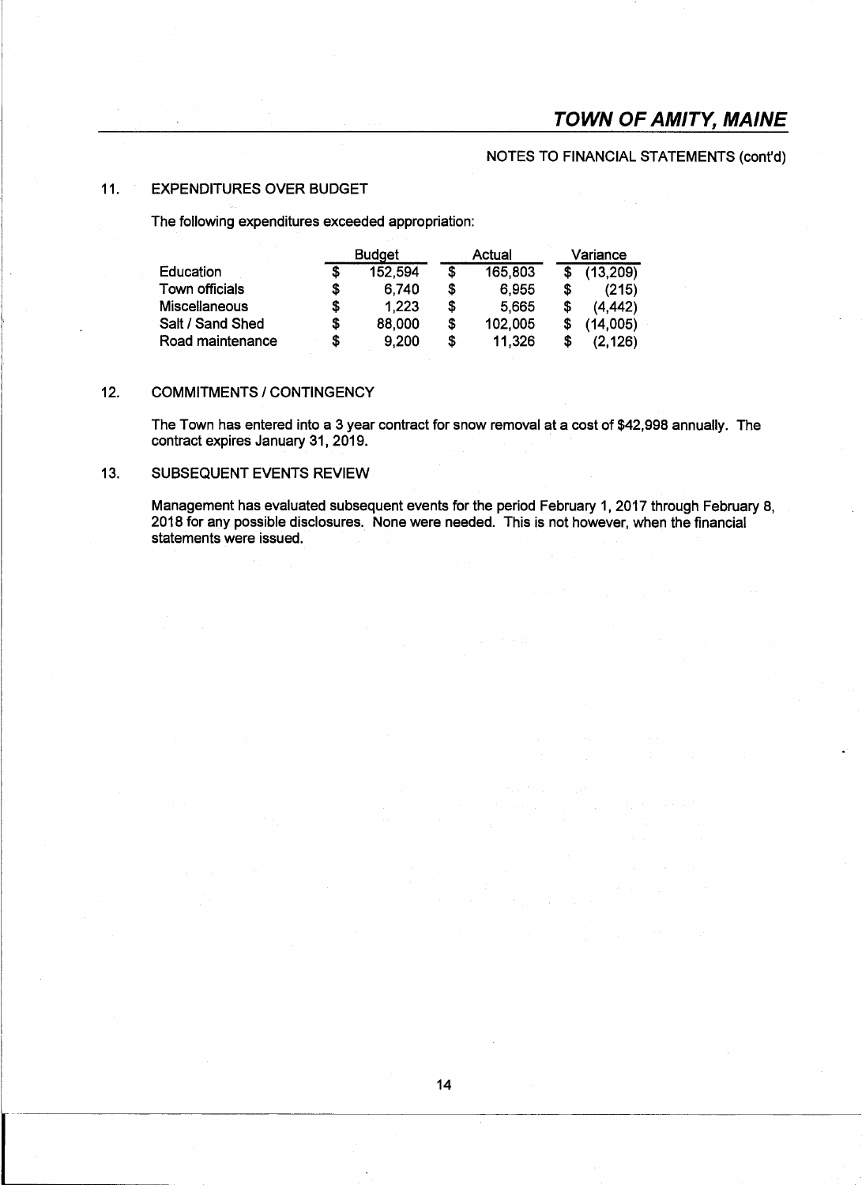NOTES TO FINANCIAL STATEMENTS (cont'd)

## 11. EXPENDITURES OVER BUDGET

The following expenditures exceeded appropriation:

| | Budget | Actual | Variance |
|---|---|---|---|
| Education | $ 152,594 | $ 165,803 | $ (13,209) |
| Town officials | $ 6,740 | $ 6,955 | $ (215) |
| Miscellaneous | $ 1,223 | $ 5,665 | $ (4,442) |
| Salt / Sand Shed | $ 88,000 | $ 102,005 | $ (14,005) |
| Road maintenance | $ 9,200 | $ 11,326 | $ (2,126) |

## 12. COMMITMENTS / CONTINGENCY

The Town has entered into a 3 year contract for snow removal at a cost of $42,998 annually. The contract expires January 31, 2019.

## 13. SUBSEQUENT EVENTS REVIEW

Management has evaluated subsequent events for the period February 1, 2017 through February 8, 2018 for any possible disclosures. None were needed. This is not however, when the financial statements were issued.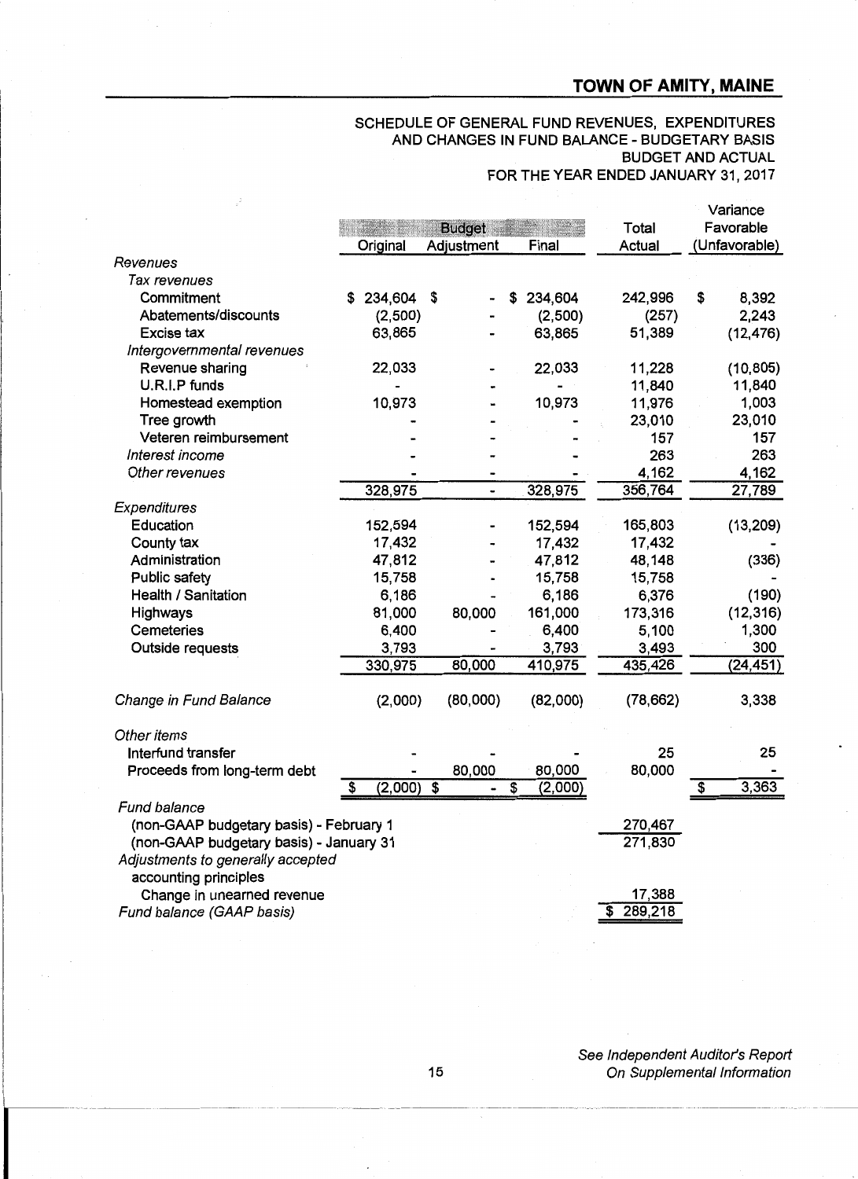# TOWN OF AMITY, MAINE

SCHEDULE OF GENERAL FUND REVENUES, EXPENDITURES AND CHANGES IN FUND BALANCE - BUDGETARY BASIS
BUDGET AND ACTUAL
FOR THE YEAR ENDED JANUARY 31, 2017

| | Budget | | | Total | Variance Favorable |
|---|---|---|---|---|---|
| | Original | Adjustment | Final | Actual | (Unfavorable) |
| *Revenues* | | | | | |
| *Tax revenues* | | | | | |
| Commitment | $ 234,604 | $ - | $ 234,604 | 242,996 | $ 8,392 |
| Abatements/discounts | (2,500) | - | (2,500) | (257) | 2,243 |
| Excise tax | 63,865 | - | 63,865 | 51,389 | (12,476) |
| *Intergovernmental revenues* | | | | | |
| Revenue sharing | 22,033 | - | 22,033 | 11,228 | (10,805) |
| U.R.I.P funds | - | - | - | 11,840 | 11,840 |
| Homestead exemption | 10,973 | - | 10,973 | 11,976 | 1,003 |
| Tree growth | - | - | - | 23,010 | 23,010 |
| Veteren reimbursement | - | - | - | 157 | 157 |
| *Interest income* | - | - | - | 263 | 263 |
| *Other revenues* | - | - | - | 4,162 | 4,162 |
| | 328,975 | - | 328,975 | 356,764 | 27,789 |
| *Expenditures* | | | | | |
| Education | 152,594 | - | 152,594 | 165,803 | (13,209) |
| County tax | 17,432 | - | 17,432 | 17,432 | - |
| Administration | 47,812 | - | 47,812 | 48,148 | (336) |
| Public safety | 15,758 | - | 15,758 | 15,758 | - |
| Health / Sanitation | 6,186 | - | 6,186 | 6,376 | (190) |
| Highways | 81,000 | 80,000 | 161,000 | 173,316 | (12,316) |
| Cemeteries | 6,400 | - | 6,400 | 5,100 | 1,300 |
| Outside requests | 3,793 | - | 3,793 | 3,493 | 300 |
| | 330,975 | 80,000 | 410,975 | 435,426 | (24,451) |
| *Change in Fund Balance* | (2,000) | (80,000) | (82,000) | (78,662) | 3,338 |
| *Other items* | | | | | |
| Interfund transfer | - | - | - | 25 | 25 |
| Proceeds from long-term debt | - | 80,000 | 80,000 | 80,000 | - |
| | $ (2,000) | $ - | $ (2,000) | | $ 3,363 |
| *Fund balance* | | | | | |
| (non-GAAP budgetary basis) - February 1 | | | | 270,467 | |
| (non-GAAP budgetary basis) - January 31 | | | | 271,830 | |
| *Adjustments to generally accepted accounting principles* | | | | | |
| Change in unearned revenue | | | | 17,388 | |
| *Fund balance (GAAP basis)* | | | | $ 289,218 | |

*See Independent Auditor's Report On Supplemental Information*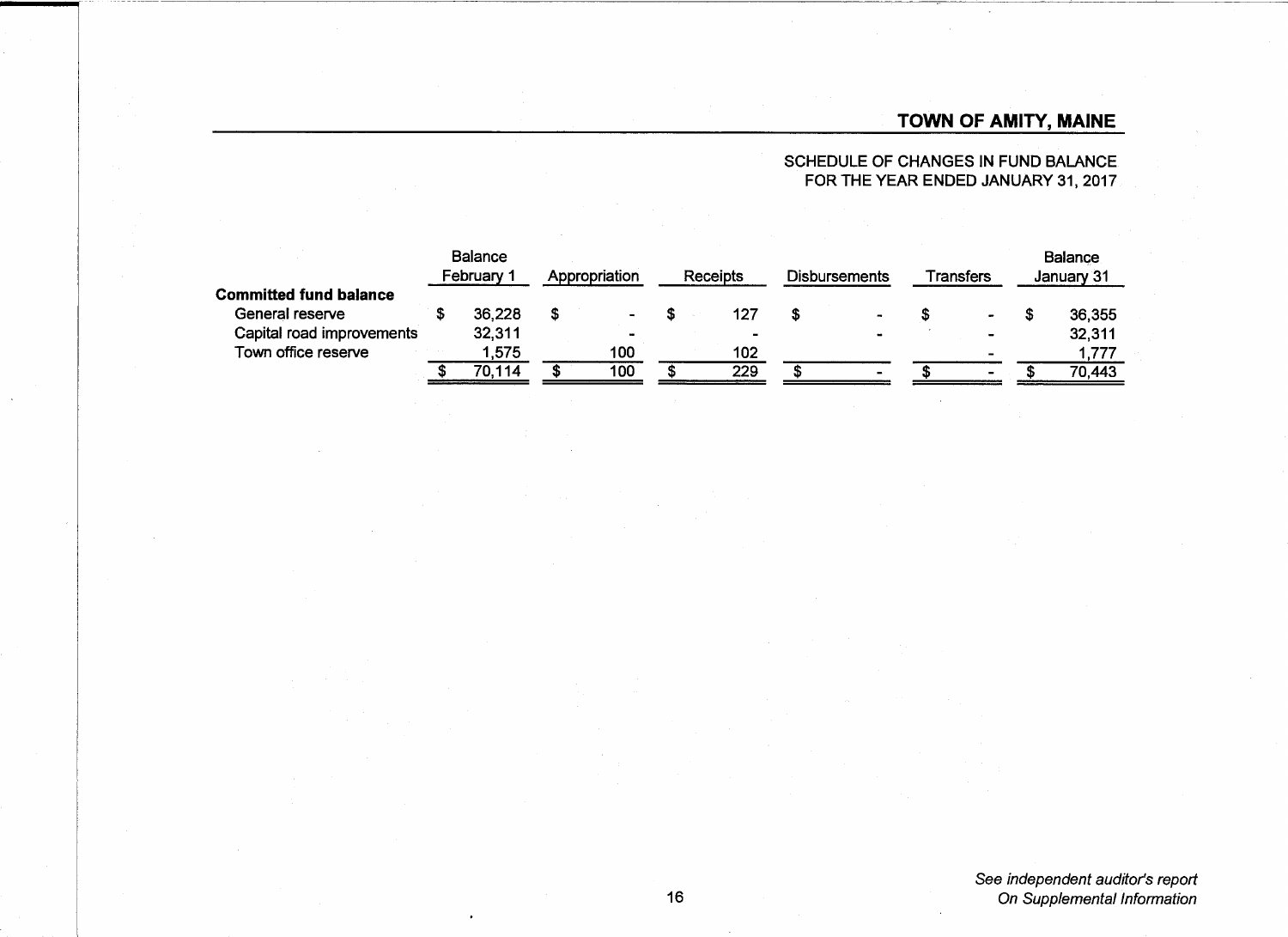## TOWN OF AMITY, MAINE

SCHEDULE OF CHANGES IN FUND BALANCE
FOR THE YEAR ENDED JANUARY 31, 2017

| | Balance February 1 | Appropriation | Receipts | Disbursements | Transfers | Balance January 31 |
|---|---|---|---|---|---|---|
| **Committed fund balance** | | | | | | |
| General reserve | $ 36,228 | $ - | $ 127 | $ - | $ - | $ 36,355 |
| Capital road improvements | 32,311 | - | - | - | - | 32,311 |
| Town office reserve | 1,575 | 100 | 102 | | - | 1,777 |
| | $ 70,114 | $ 100 | $ 229 | $ - | $ - | $ 70,443 |

*See independent auditor's report On Supplemental Information*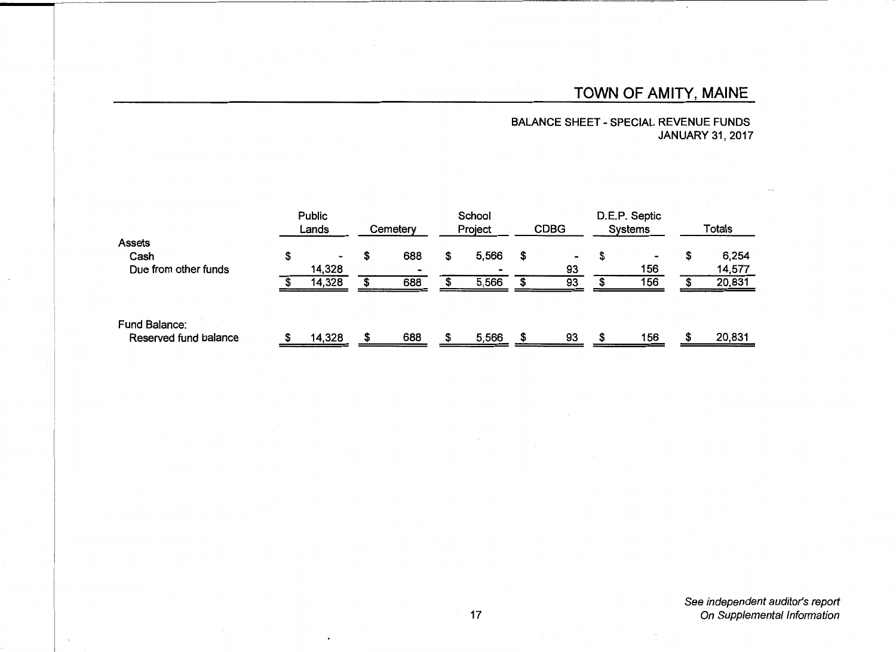# TOWN OF AMITY, MAINE

## BALANCE SHEET - SPECIAL REVENUE FUNDS
## JANUARY 31, 2017

| | Public Lands | Cemetery | School Project | CDBG | D.E.P. Septic Systems | Totals |
|---|---|---|---|---|---|---|
| **Assets** | | | | | | |
| Cash | $ - | $ 688 | $ 5,566 | $ - | $ - | $ 6,254 |
| Due from other funds | 14,328 | - | - | 93 | 156 | 14,577 |
| | $ 14,328 | $ 688 | $ 5,566 | $ 93 | $ 156 | $ 20,831 |
| **Fund Balance:** | | | | | | |
| Reserved fund balance | $ 14,328 | $ 688 | $ 5,566 | $ 93 | $ 156 | $ 20,831 |

*See independent auditor's report On Supplemental Information*